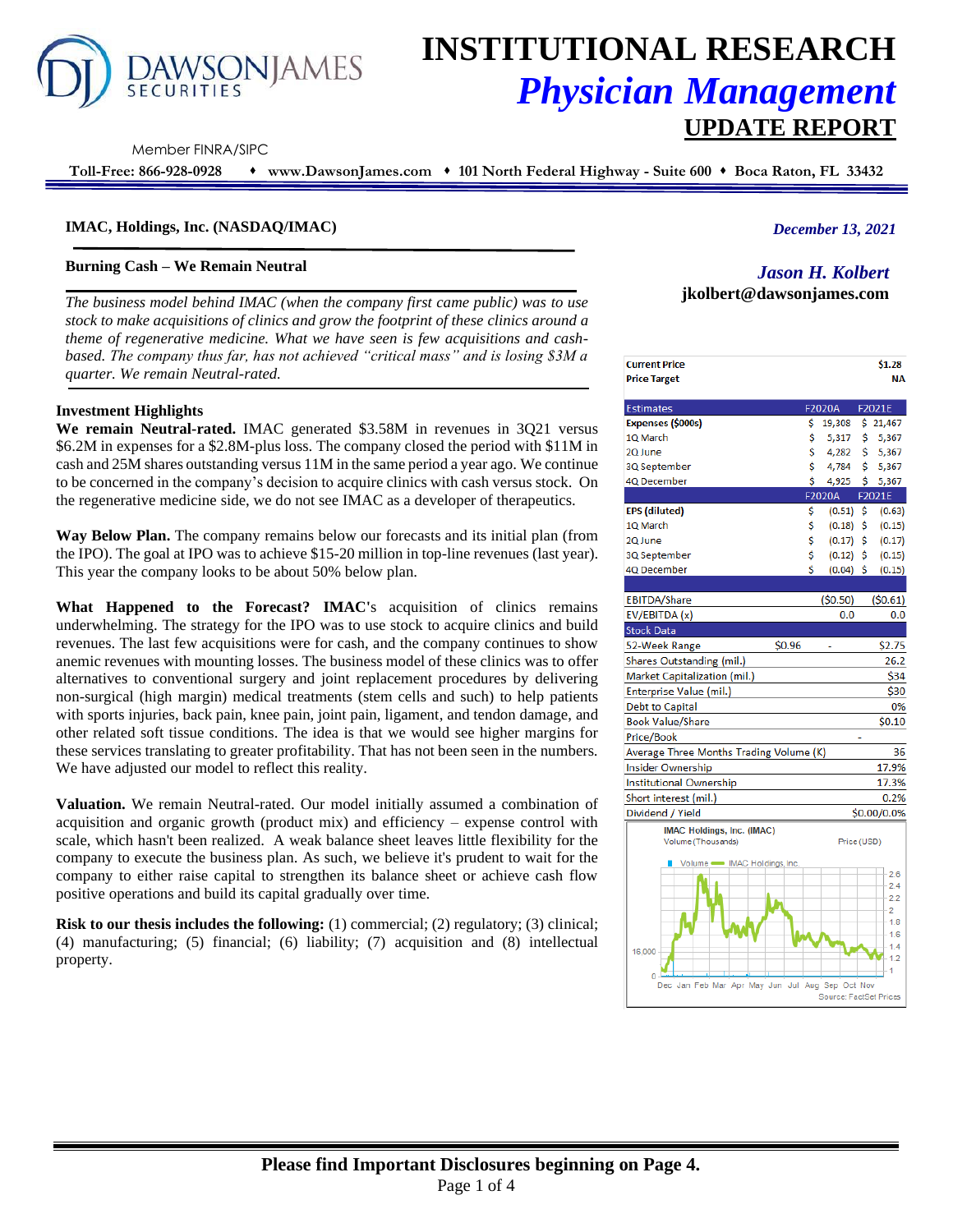# INSTITUTIONAL RESEARCH
## *Physician Management*
## UPDATE REPORT

DAWSONJAMES SECURITIES

Member FINRA/SIPC

**Toll-Free: 866-928-0928 ♦ www.DawsonJames.com ♦ 101 North Federal Highway - Suite 600 ♦ Boca Raton, FL 33432**

**IMAC, Holdings, Inc. (NASDAQ/IMAC)**

*December 13, 2021*

**Burning Cash – We Remain Neutral**

*Jason H. Kolbert*
**jkolbert@dawsonjames.com**

*The business model behind IMAC (when the company first came public) was to use stock to make acquisitions of clinics and grow the footprint of these clinics around a theme of regenerative medicine. What we have seen is few acquisitions and cash-based. The company thus far, has not achieved "critical mass" and is losing $3M a quarter. We remain Neutral-rated.*

**Investment Highlights**

**We remain Neutral-rated.** IMAC generated $3.58M in revenues in 3Q21 versus $6.2M in expenses for a $2.8M-plus loss. The company closed the period with $11M in cash and 25M shares outstanding versus 11M in the same period a year ago. We continue to be concerned in the company's decision to acquire clinics with cash versus stock. On the regenerative medicine side, we do not see IMAC as a developer of therapeutics.

**Way Below Plan.** The company remains below our forecasts and its initial plan (from the IPO). The goal at IPO was to achieve $15-20 million in top-line revenues (last year). This year the company looks to be about 50% below plan.

**What Happened to the Forecast? IMAC**'s acquisition of clinics remains underwhelming. The strategy for the IPO was to use stock to acquire clinics and build revenues. The last few acquisitions were for cash, and the company continues to show anemic revenues with mounting losses. The business model of these clinics was to offer alternatives to conventional surgery and joint replacement procedures by delivering non-surgical (high margin) medical treatments (stem cells and such) to help patients with sports injuries, back pain, knee pain, joint pain, ligament, and tendon damage, and other related soft tissue conditions. The idea is that we would see higher margins for these services translating to greater profitability. That has not been seen in the numbers. We have adjusted our model to reflect this reality.

**Valuation.** We remain Neutral-rated. Our model initially assumed a combination of acquisition and organic growth (product mix) and efficiency – expense control with scale, which hasn't been realized. A weak balance sheet leaves little flexibility for the company to execute the business plan. As such, we believe it's prudent to wait for the company to either raise capital to strengthen its balance sheet or achieve cash flow positive operations and build its capital gradually over time.

**Risk to our thesis includes the following:** (1) commercial; (2) regulatory; (3) clinical; (4) manufacturing; (5) financial; (6) liability; (7) acquisition and (8) intellectual property.

| | |
|---|---|
| **Current Price** | **$1.28** |
| **Price Target** | **NA** |

| Estimates | F2020A | F2021E |
|---|---|---|
| **Expenses ($000s)** | $ 19,308 | $ 21,467 |
| 1Q March | $ 5,317 | $ 5,367 |
| 2Q June | $ 4,282 | $ 5,367 |
| 3Q September | $ 4,784 | $ 5,367 |
| 4Q December | $ 4,925 | $ 5,367 |
| | **F2020A** | **F2021E** |
| **EPS (diluted)** | $ (0.51) | $ (0.63) |
| 1Q March | $ (0.18) | $ (0.15) |
| 2Q June | $ (0.17) | $ (0.17) |
| 3Q September | $ (0.12) | $ (0.15) |
| 4Q December | $ (0.04) | $ (0.15) |
| EBITDA/Share | ($0.50) | ($0.61) |
| EV/EBITDA (x) | 0.0 | 0.0 |

| Stock Data | | | |
|---|---|---|---|
| 52-Week Range | $0.96 | - | $2.75 |
| Shares Outstanding (mil.) | | | 26.2 |
| Market Capitalization (mil.) | | | $34 |
| Enterprise Value (mil.) | | | $30 |
| Debt to Capital | | | 0% |
| Book Value/Share | | | $0.10 |
| Price/Book | | | - |
| Average Three Months Trading Volume (K) | | | 36 |
| Insider Ownership | | | 17.9% |
| Institutional Ownership | | | 17.3% |
| Short interest (mil.) | | | 0.2% |
| Dividend / Yield | | | $0.00/0.0% |

IMAC Holdings, Inc. (IMAC)
Volume (Thousands) Price (USD)

Source: FactSet Prices

**Please find Important Disclosures beginning on Page 4.**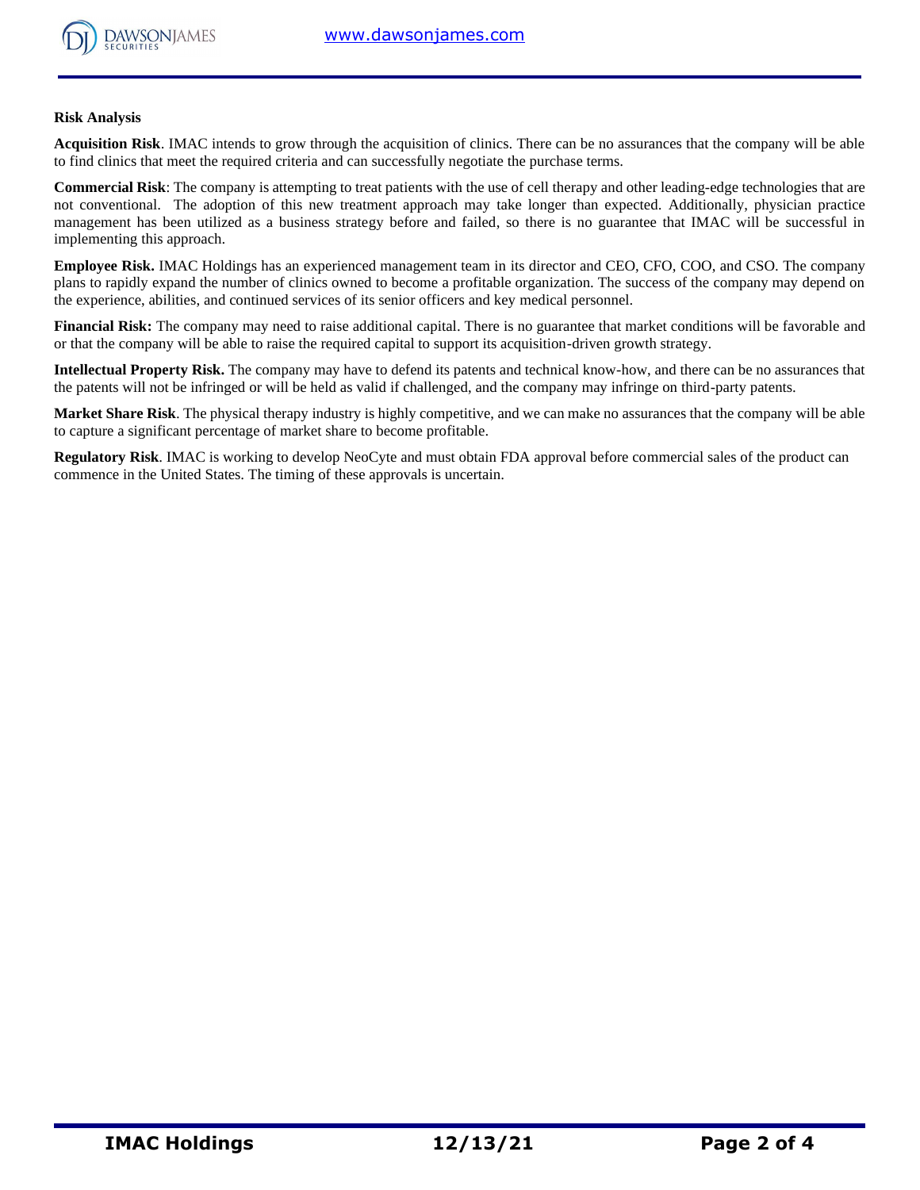**Risk Analysis**

**Acquisition Risk**. IMAC intends to grow through the acquisition of clinics. There can be no assurances that the company will be able to find clinics that meet the required criteria and can successfully negotiate the purchase terms.

**Commercial Risk**: The company is attempting to treat patients with the use of cell therapy and other leading-edge technologies that are not conventional. The adoption of this new treatment approach may take longer than expected. Additionally, physician practice management has been utilized as a business strategy before and failed, so there is no guarantee that IMAC will be successful in implementing this approach.

**Employee Risk.** IMAC Holdings has an experienced management team in its director and CEO, CFO, COO, and CSO. The company plans to rapidly expand the number of clinics owned to become a profitable organization. The success of the company may depend on the experience, abilities, and continued services of its senior officers and key medical personnel.

**Financial Risk:** The company may need to raise additional capital. There is no guarantee that market conditions will be favorable and or that the company will be able to raise the required capital to support its acquisition-driven growth strategy.

**Intellectual Property Risk.** The company may have to defend its patents and technical know-how, and there can be no assurances that the patents will not be infringed or will be held as valid if challenged, and the company may infringe on third-party patents.

**Market Share Risk**. The physical therapy industry is highly competitive, and we can make no assurances that the company will be able to capture a significant percentage of market share to become profitable.

**Regulatory Risk**. IMAC is working to develop NeoCyte and must obtain FDA approval before commercial sales of the product can commence in the United States. The timing of these approvals is uncertain.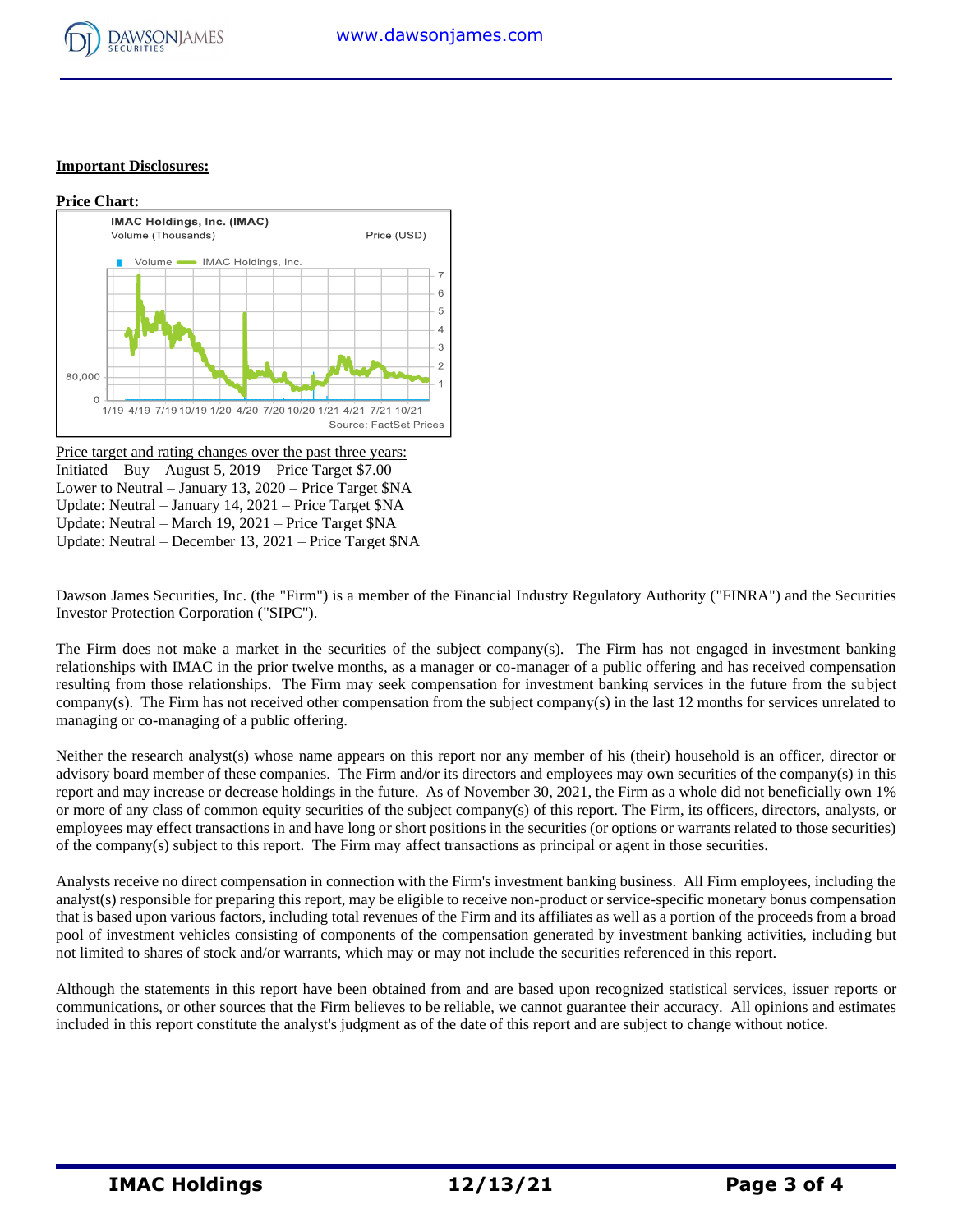**Important Disclosures:**

**Price Chart:**

IMAC Holdings, Inc. (IMAC)
Volume (Thousands) Price (USD)

Volume IMAC Holdings, Inc.

Source: FactSet Prices

Price target and rating changes over the past three years:
Initiated – Buy – August 5, 2019 – Price Target $7.00
Lower to Neutral – January 13, 2020 – Price Target $NA
Update: Neutral – January 14, 2021 – Price Target $NA
Update: Neutral – March 19, 2021 – Price Target $NA
Update: Neutral – December 13, 2021 – Price Target $NA

Dawson James Securities, Inc. (the "Firm") is a member of the Financial Industry Regulatory Authority ("FINRA") and the Securities Investor Protection Corporation ("SIPC").

The Firm does not make a market in the securities of the subject company(s). The Firm has not engaged in investment banking relationships with IMAC in the prior twelve months, as a manager or co-manager of a public offering and has received compensation resulting from those relationships. The Firm may seek compensation for investment banking services in the future from the subject company(s). The Firm has not received other compensation from the subject company(s) in the last 12 months for services unrelated to managing or co-managing of a public offering.

Neither the research analyst(s) whose name appears on this report nor any member of his (their) household is an officer, director or advisory board member of these companies. The Firm and/or its directors and employees may own securities of the company(s) in this report and may increase or decrease holdings in the future. As of November 30, 2021, the Firm as a whole did not beneficially own 1% or more of any class of common equity securities of the subject company(s) of this report. The Firm, its officers, directors, analysts, or employees may effect transactions in and have long or short positions in the securities (or options or warrants related to those securities) of the company(s) subject to this report. The Firm may affect transactions as principal or agent in those securities.

Analysts receive no direct compensation in connection with the Firm's investment banking business. All Firm employees, including the analyst(s) responsible for preparing this report, may be eligible to receive non-product or service-specific monetary bonus compensation that is based upon various factors, including total revenues of the Firm and its affiliates as well as a portion of the proceeds from a broad pool of investment vehicles consisting of components of the compensation generated by investment banking activities, including but not limited to shares of stock and/or warrants, which may or may not include the securities referenced in this report.

Although the statements in this report have been obtained from and are based upon recognized statistical services, issuer reports or communications, or other sources that the Firm believes to be reliable, we cannot guarantee their accuracy. All opinions and estimates included in this report constitute the analyst's judgment as of the date of this report and are subject to change without notice.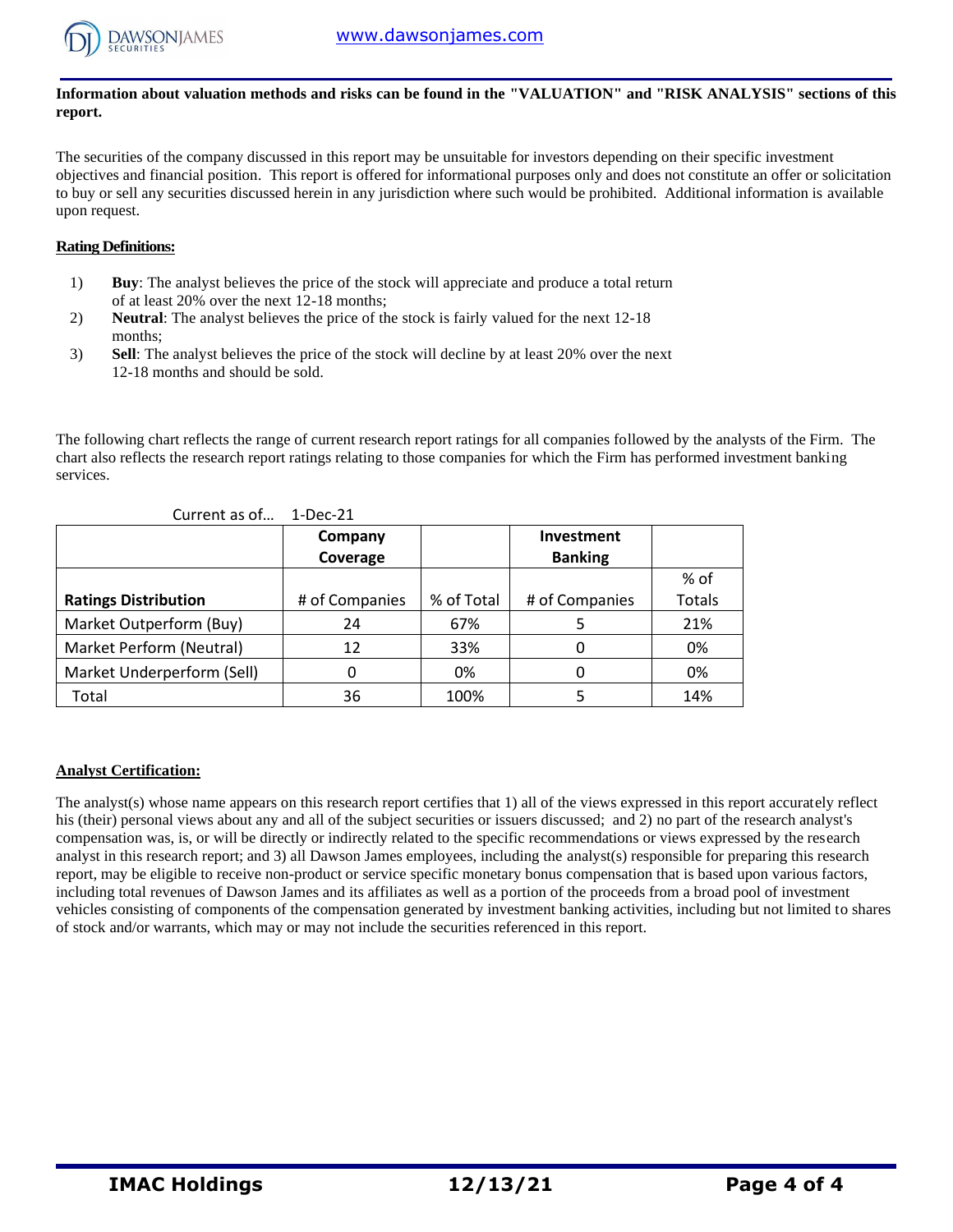**Information about valuation methods and risks can be found in the "VALUATION" and "RISK ANALYSIS" sections of this report.**

The securities of the company discussed in this report may be unsuitable for investors depending on their specific investment objectives and financial position. This report is offered for informational purposes only and does not constitute an offer or solicitation to buy or sell any securities discussed herein in any jurisdiction where such would be prohibited. Additional information is available upon request.

**Rating Definitions:**

1) **Buy**: The analyst believes the price of the stock will appreciate and produce a total return of at least 20% over the next 12-18 months;
2) **Neutral**: The analyst believes the price of the stock is fairly valued for the next 12-18 months;
3) **Sell**: The analyst believes the price of the stock will decline by at least 20% over the next 12-18 months and should be sold.

The following chart reflects the range of current research report ratings for all companies followed by the analysts of the Firm. The chart also reflects the research report ratings relating to those companies for which the Firm has performed investment banking services.

Current as of... 1-Dec-21

| | Company Coverage | | Investment Banking | |
|---|---|---|---|---|
| **Ratings Distribution** | # of Companies | % of Total | # of Companies | % of Totals |
| Market Outperform (Buy) | 24 | 67% | 5 | 21% |
| Market Perform (Neutral) | 12 | 33% | 0 | 0% |
| Market Underperform (Sell) | 0 | 0% | 0 | 0% |
| Total | 36 | 100% | 5 | 14% |

**Analyst Certification:**

The analyst(s) whose name appears on this research report certifies that 1) all of the views expressed in this report accurately reflect his (their) personal views about any and all of the subject securities or issuers discussed; and 2) no part of the research analyst's compensation was, is, or will be directly or indirectly related to the specific recommendations or views expressed by the research analyst in this research report; and 3) all Dawson James employees, including the analyst(s) responsible for preparing this research report, may be eligible to receive non-product or service specific monetary bonus compensation that is based upon various factors, including total revenues of Dawson James and its affiliates as well as a portion of the proceeds from a broad pool of investment vehicles consisting of components of the compensation generated by investment banking activities, including but not limited to shares of stock and/or warrants, which may or may not include the securities referenced in this report.